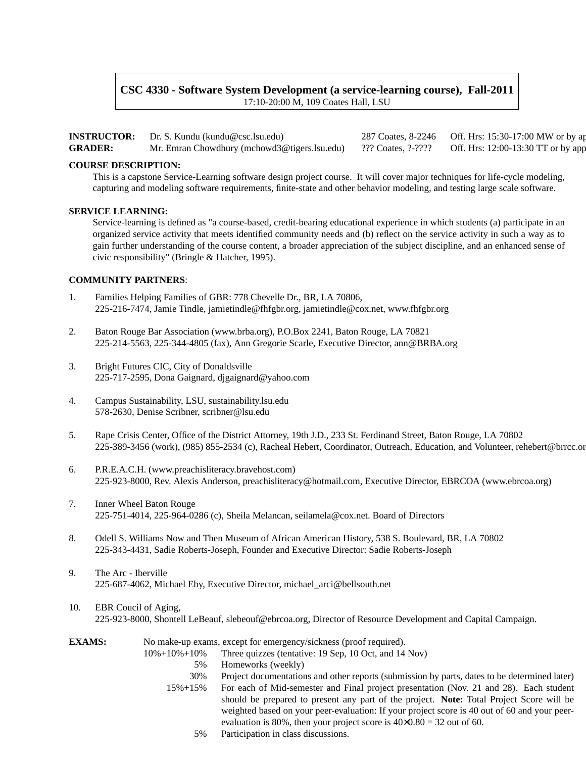# CSC 4330 - Software System Development (a service-learning course), Fall-2011

17:10-20:00 M, 109 Coates Hall, LSU

| | | | |
|---|---|---|---|
| **INSTRUCTOR:** | Dr. S. Kundu (kundu@csc.lsu.edu) | 287 Coates, 8-2246 | Off. Hrs: 15:30-17:00 MW or by ap |
| **GRADER:** | Mr. Emran Chowdhury (mchowd3@tigers.lsu.edu) | ??? Coates, ?-???? | Off. Hrs: 12:00-13:30 TT or by app |

**COURSE DESCRIPTION:**

This is a capstone Service-Learning software design project course. It will cover major techniques for life-cycle modeling, capturing and modeling software requirements, finite-state and other behavior modeling, and testing large scale software.

**SERVICE LEARNING:**

Service-learning is defined as "a course-based, credit-bearing educational experience in which students (a) participate in an organized service activity that meets identified community needs and (b) reflect on the service activity in such a way as to gain further understanding of the course content, a broader appreciation of the subject discipline, and an enhanced sense of civic responsibility" (Bringle & Hatcher, 1995).

**COMMUNITY PARTNERS**:

1. Families Helping Families of GBR: 778 Chevelle Dr., BR, LA 70806,
   225-216-7474, Jamie Tindle, jamietindle@fhfgbr.org, jamietindle@cox.net, www.fhfgbr.org

2. Baton Rouge Bar Association (www.brba.org), P.O.Box 2241, Baton Rouge, LA 70821
   225-214-5563, 225-344-4805 (fax), Ann Gregorie Scarle, Executive Director, ann@BRBA.org

3. Bright Futures CIC, City of Donaldsville
   225-717-2595, Dona Gaignard, djgaignard@yahoo.com

4. Campus Sustainability, LSU, sustainability.lsu.edu
   578-2630, Denise Scribner, scribner@lsu.edu

5. Rape Crisis Center, Office of the District Attorney, 19th J.D., 233 St. Ferdinand Street, Baton Rouge, LA 70802
   225-389-3456 (work), (985) 855-2534 (c), Racheal Hebert, Coordinator, Outreach, Education, and Volunteer, rehebert@brrcc.or

6. P.R.E.A.C.H. (www.preachisliteracy.bravehost.com)
   225-923-8000, Rev. Alexis Anderson, preachisliteracy@hotmail.com, Executive Director, EBRCOA (www.ebrcoa.org)

7. Inner Wheel Baton Rouge
   225-751-4014, 225-964-0286 (c), Sheila Melancan, seilamela@cox.net. Board of Directors

8. Odell S. Williams Now and Then Museum of African American History, 538 S. Boulevard, BR, LA 70802
   225-343-4431, Sadie Roberts-Joseph, Founder and Executive Director: Sadie Roberts-Joseph

9. The Arc - Iberville
   225-687-4062, Michael Eby, Executive Director, michael_arci@bellsouth.net

10. EBR Coucil of Aging,
    225-923-8000, Shontell LeBeauf, slebeouf@ebrcoa.org, Director of Resource Development and Capital Campaign.

**EXAMS:** No make-up exams, except for emergency/sickness (proof required).

| | |
|---|---|
| 10%+10%+10% | Three quizzes (tentative: 19 Sep, 10 Oct, and 14 Nov) |
| 5% | Homeworks (weekly) |
| 30% | Project documentations and other reports (submission by parts, dates to be determined later) |
| 15%+15% | For each of Mid-semester and Final project presentation (Nov. 21 and 28). Each student should be prepared to present any part of the project. **Note:** Total Project Score will be weighted based on your peer-evaluation: If your project score is 40 out of 60 and your peer-evaluation is 80%, then your project score is $40 \times 0.80 = 32$ out of 60. |
| 5% | Participation in class discussions. |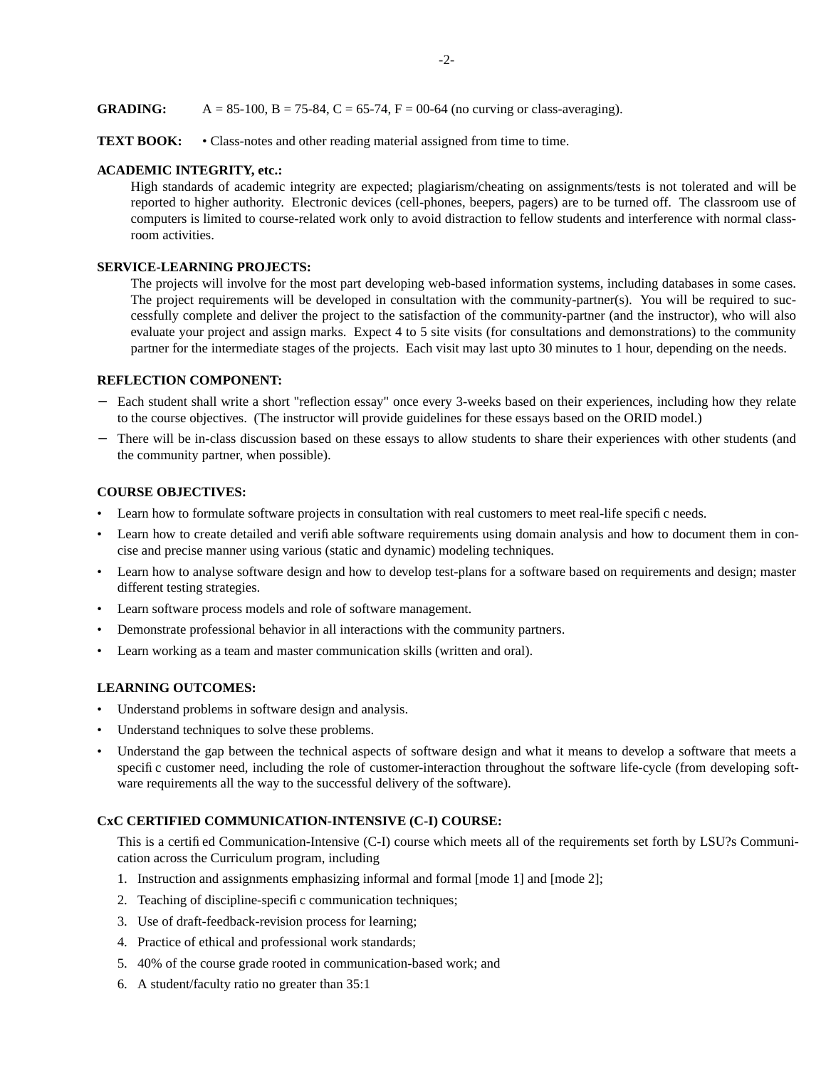**GRADING:** A = 85-100, B = 75-84, C = 65-74, F = 00-64 (no curving or class-averaging).

**TEXT BOOK:** • Class-notes and other reading material assigned from time to time.

**ACADEMIC INTEGRITY, etc.:**

High standards of academic integrity are expected; plagiarism/cheating on assignments/tests is not tolerated and will be reported to higher authority. Electronic devices (cell-phones, beepers, pagers) are to be turned off. The classroom use of computers is limited to course-related work only to avoid distraction to fellow students and interference with normal classroom activities.

**SERVICE-LEARNING PROJECTS:**

The projects will involve for the most part developing web-based information systems, including databases in some cases. The project requirements will be developed in consultation with the community-partner(s). You will be required to successfully complete and deliver the project to the satisfaction of the community-partner (and the instructor), who will also evaluate your project and assign marks. Expect 4 to 5 site visits (for consultations and demonstrations) to the community partner for the intermediate stages of the projects. Each visit may last upto 30 minutes to 1 hour, depending on the needs.

**REFLECTION COMPONENT:**

- Each student shall write a short "reflection essay" once every 3-weeks based on their experiences, including how they relate to the course objectives. (The instructor will provide guidelines for these essays based on the ORID model.)
- There will be in-class discussion based on these essays to allow students to share their experiences with other students (and the community partner, when possible).

**COURSE OBJECTIVES:**

- Learn how to formulate software projects in consultation with real customers to meet real-life specific needs.
- Learn how to create detailed and verifiable software requirements using domain analysis and how to document them in concise and precise manner using various (static and dynamic) modeling techniques.
- Learn how to analyse software design and how to develop test-plans for a software based on requirements and design; master different testing strategies.
- Learn software process models and role of software management.
- Demonstrate professional behavior in all interactions with the community partners.
- Learn working as a team and master communication skills (written and oral).

**LEARNING OUTCOMES:**

- Understand problems in software design and analysis.
- Understand techniques to solve these problems.
- Understand the gap between the technical aspects of software design and what it means to develop a software that meets a specific customer need, including the role of customer-interaction throughout the software life-cycle (from developing software requirements all the way to the successful delivery of the software).

**CxC CERTIFIED COMMUNICATION-INTENSIVE (C-I) COURSE:**

This is a certified Communication-Intensive (C-I) course which meets all of the requirements set forth by LSU?s Communication across the Curriculum program, including

1. Instruction and assignments emphasizing informal and formal [mode 1] and [mode 2];
2. Teaching of discipline-specific communication techniques;
3. Use of draft-feedback-revision process for learning;
4. Practice of ethical and professional work standards;
5. 40% of the course grade rooted in communication-based work; and
6. A student/faculty ratio no greater than 35:1